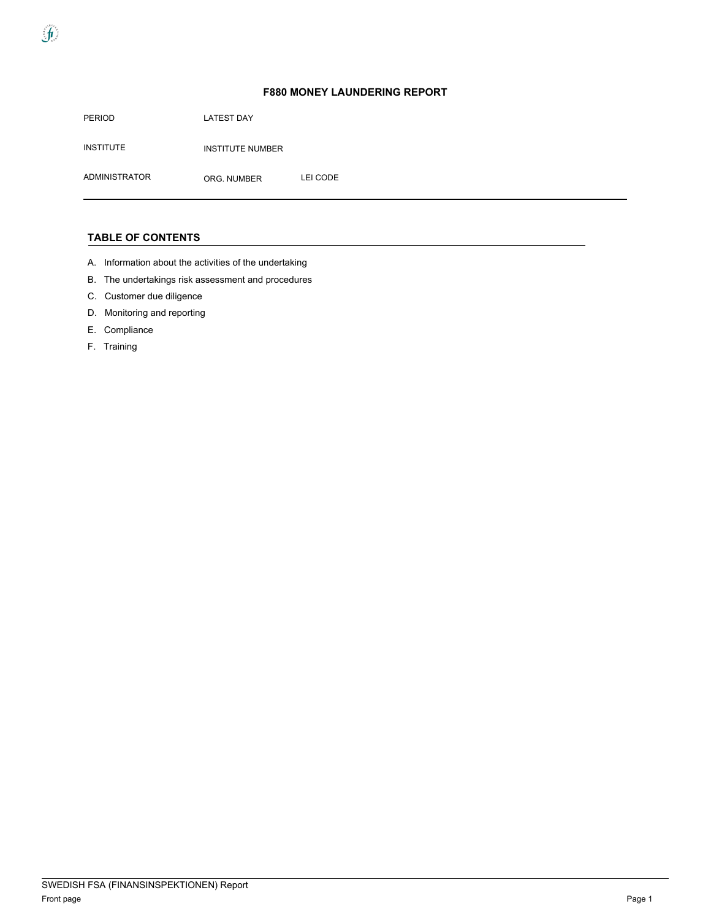# F880 MONEY LAUNDERING REPORT

| PERIOD | LATEST DAY | |
|---|---|---|
| INSTITUTE | INSTITUTE NUMBER | |
| ADMINISTRATOR | ORG. NUMBER | LEI CODE |

## TABLE OF CONTENTS

A. Information about the activities of the undertaking

B. The undertakings risk assessment and procedures

C. Customer due diligence

D. Monitoring and reporting

E. Compliance

F. Training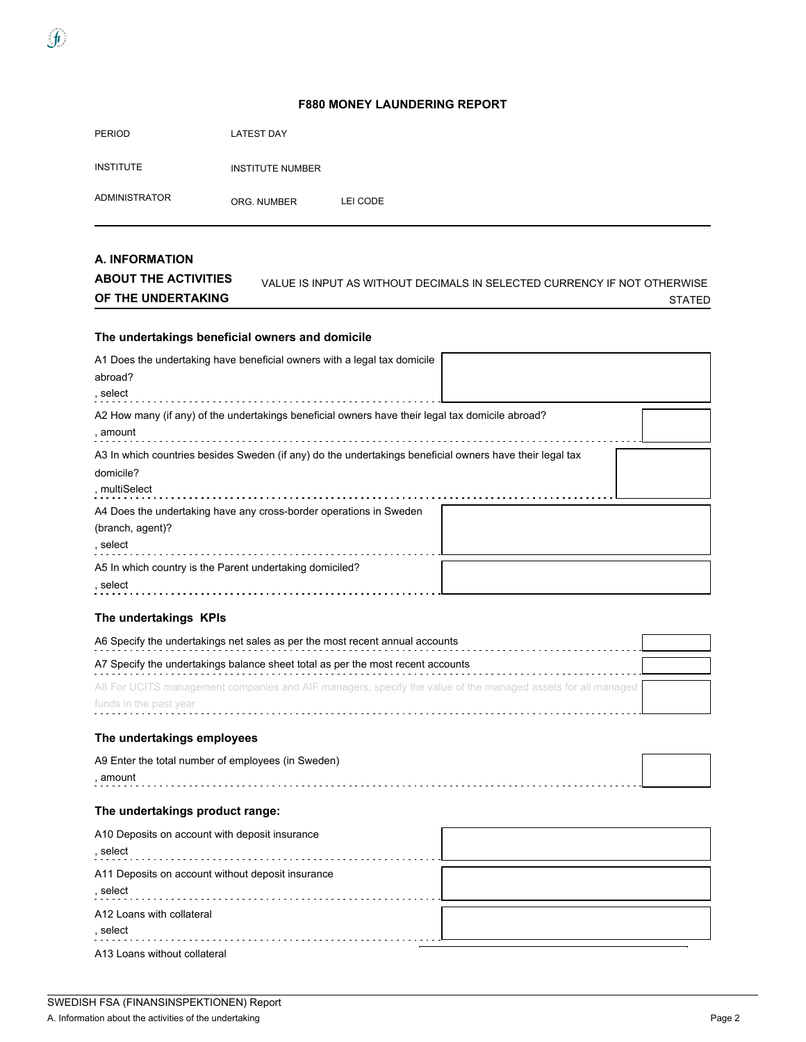**F880 MONEY LAUNDERING REPORT**

PERIOD LATEST DAY

INSTITUTE INSTITUTE NUMBER

ADMINISTRATOR ORG. NUMBER LEI CODE

## A. INFORMATION ABOUT THE ACTIVITIES OF THE UNDERTAKING

VALUE IS INPUT AS WITHOUT DECIMALS IN SELECTED CURRENCY IF NOT OTHERWISE STATED

### The undertakings beneficial owners and domicile

A1 Does the undertaking have beneficial owners with a legal tax domicile abroad?
, select

A2 How many (if any) of the undertakings beneficial owners have their legal tax domicile abroad?
, amount

A3 In which countries besides Sweden (if any) do the undertakings beneficial owners have their legal tax domicile?
, multiSelect

A4 Does the undertaking have any cross-border operations in Sweden (branch, agent)?
, select

A5 In which country is the Parent undertaking domiciled?
, select

### The undertakings KPIs

A6 Specify the undertakings net sales as per the most recent annual accounts

A7 Specify the undertakings balance sheet total as per the most recent accounts

A8 For UCITS management companies and AIF managers, specify the value of the managed assets for all managed funds in the past year

### The undertakings employees

A9 Enter the total number of employees (in Sweden)
, amount

### The undertakings product range:

A10 Deposits on account with deposit insurance
, select

A11 Deposits on account without deposit insurance
, select

A12 Loans with collateral
, select

A13 Loans without collateral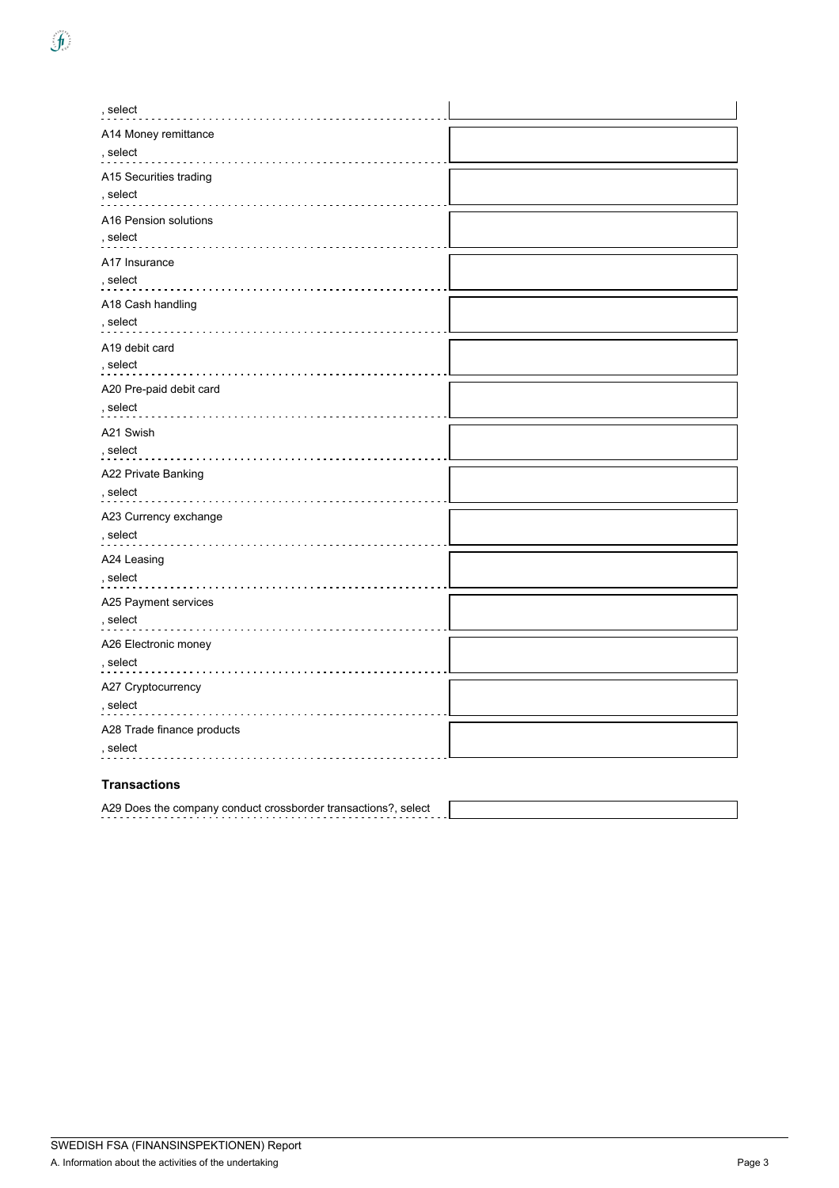, select

A14 Money remittance
, select

A15 Securities trading
, select

A16 Pension solutions
, select

A17 Insurance
, select

A18 Cash handling
, select

A19 debit card
, select

A20 Pre-paid debit card
, select

A21 Swish
, select

A22 Private Banking
, select

A23 Currency exchange
, select

A24 Leasing
, select

A25 Payment services
, select

A26 Electronic money
, select

A27 Cryptocurrency
, select

A28 Trade finance products
, select

### Transactions

A29 Does the company conduct crossborder transactions?, select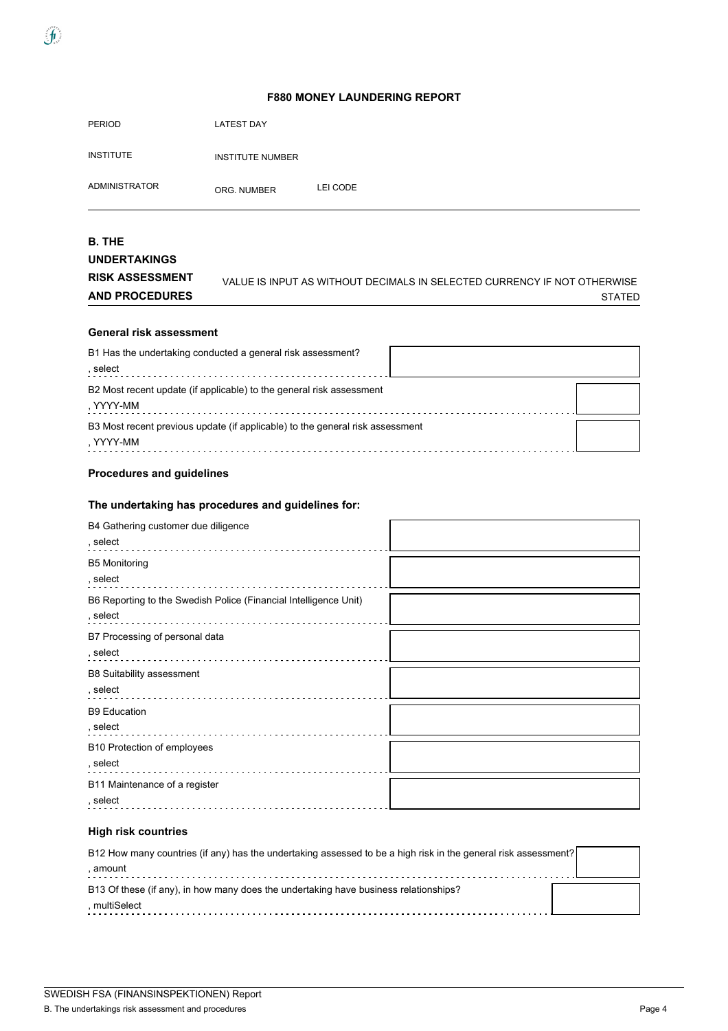**F880 MONEY LAUNDERING REPORT**

| PERIOD | LATEST DAY | |
|---|---|---|
| INSTITUTE | INSTITUTE NUMBER | |
| ADMINISTRATOR | ORG. NUMBER | LEI CODE |

## B. THE UNDERTAKINGS RISK ASSESSMENT AND PROCEDURES

VALUE IS INPUT AS WITHOUT DECIMALS IN SELECTED CURRENCY IF NOT OTHERWISE STATED

### General risk assessment

B1 Has the undertaking conducted a general risk assessment?
, select

B2 Most recent update (if applicable) to the general risk assessment
, YYYY-MM

B3 Most recent previous update (if applicable) to the general risk assessment
, YYYY-MM

### Procedures and guidelines

### The undertaking has procedures and guidelines for:

B4 Gathering customer due diligence
, select

B5 Monitoring
, select

B6 Reporting to the Swedish Police (Financial Intelligence Unit)
, select

B7 Processing of personal data
, select

B8 Suitability assessment
, select

B9 Education
, select

B10 Protection of employees
, select

B11 Maintenance of a register
, select

### High risk countries

B12 How many countries (if any) has the undertaking assessed to be a high risk in the general risk assessment?
, amount

B13 Of these (if any), in how many does the undertaking have business relationships?
, multiSelect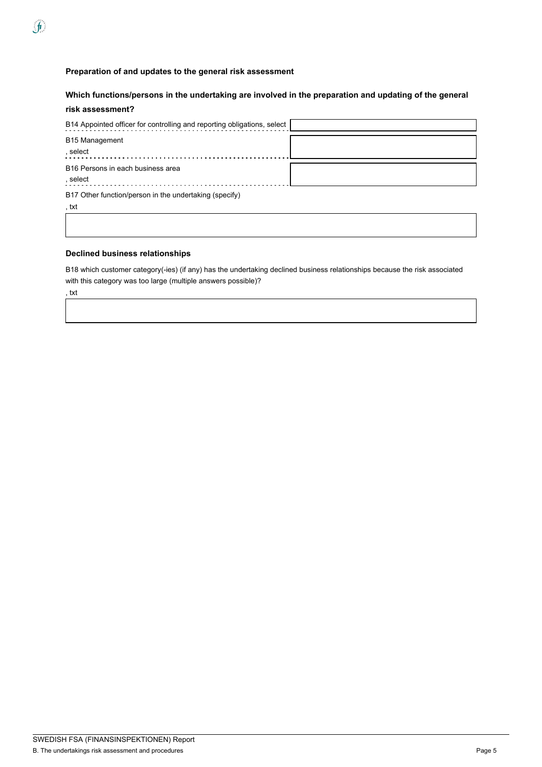### Preparation of and updates to the general risk assessment

#### Which functions/persons in the undertaking are involved in the preparation and updating of the general risk assessment?

B14 Appointed officer for controlling and reporting obligations, select

B15 Management

, select

B16 Persons in each business area

, select

B17 Other function/person in the undertaking (specify)

, txt

### Declined business relationships

B18 which customer category(-ies) (if any) has the undertaking declined business relationships because the risk associated with this category was too large (multiple answers possible)?

, txt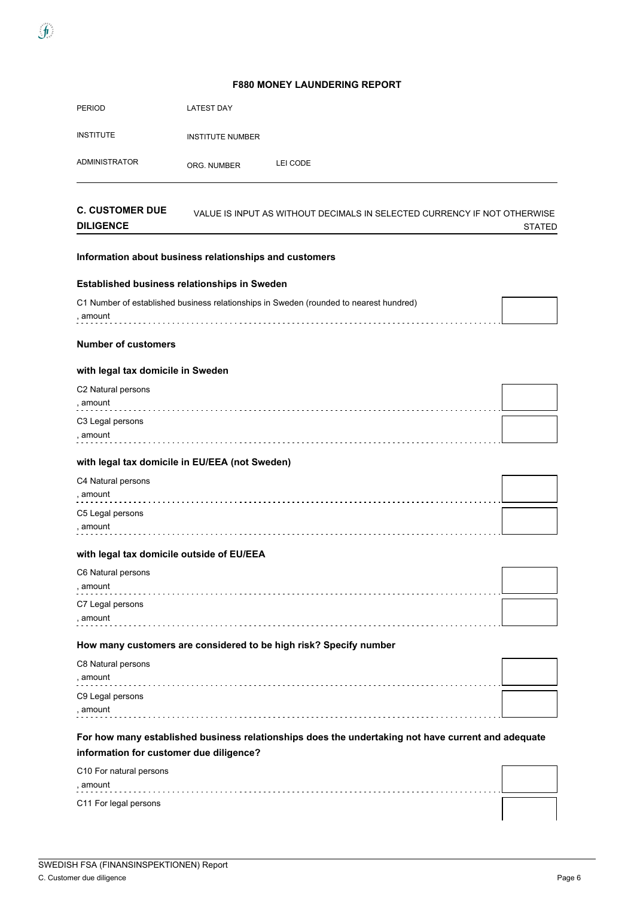# F880 MONEY LAUNDERING REPORT

PERIOD LATEST DAY

INSTITUTE INSTITUTE NUMBER

ADMINISTRATOR ORG. NUMBER LEI CODE

## C. CUSTOMER DUE DILIGENCE

VALUE IS INPUT AS WITHOUT DECIMALS IN SELECTED CURRENCY IF NOT OTHERWISE STATED

### Information about business relationships and customers

#### Established business relationships in Sweden

C1 Number of established business relationships in Sweden (rounded to nearest hundred)
, amount

#### Number of customers

#### with legal tax domicile in Sweden

C2 Natural persons
, amount

C3 Legal persons
, amount

#### with legal tax domicile in EU/EEA (not Sweden)

C4 Natural persons
, amount

C5 Legal persons
, amount

#### with legal tax domicile outside of EU/EEA

C6 Natural persons
, amount

C7 Legal persons
, amount

#### How many customers are considered to be high risk? Specify number

C8 Natural persons
, amount

C9 Legal persons
, amount

#### For how many established business relationships does the undertaking not have current and adequate information for customer due diligence?

C10 For natural persons
, amount

C11 For legal persons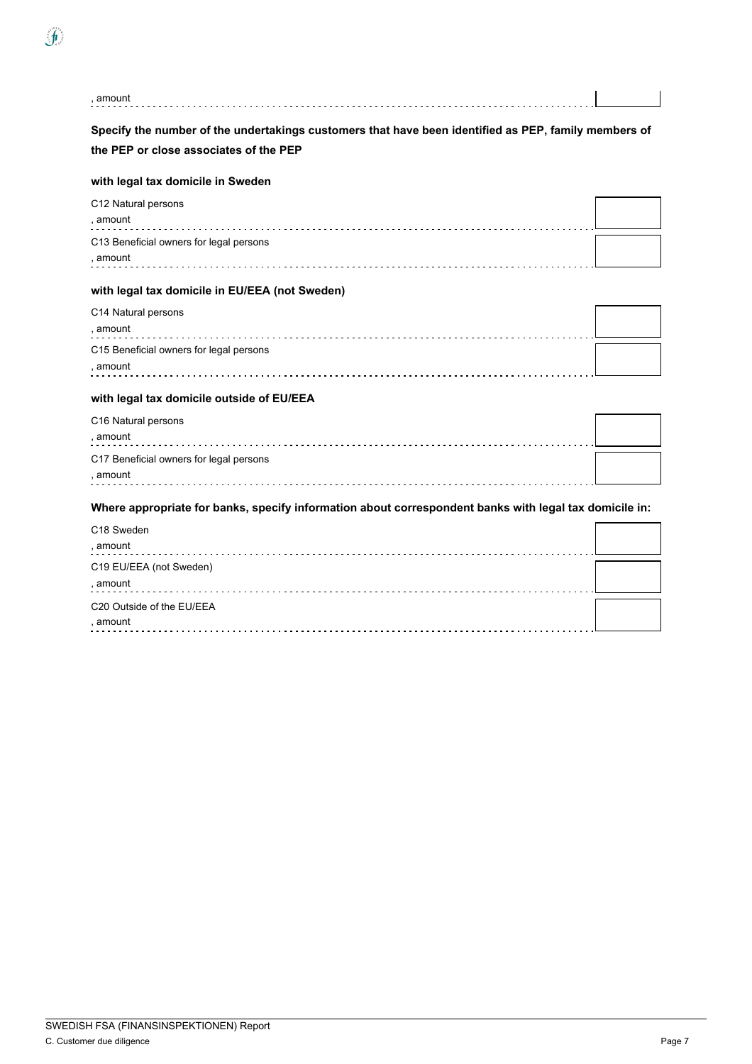, amount

**Specify the number of the undertakings customers that have been identified as PEP, family members of the PEP or close associates of the PEP**

**with legal tax domicile in Sweden**

C12 Natural persons
, amount

C13 Beneficial owners for legal persons
, amount

**with legal tax domicile in EU/EEA (not Sweden)**

C14 Natural persons
, amount

C15 Beneficial owners for legal persons
, amount

**with legal tax domicile outside of EU/EEA**

C16 Natural persons
, amount

C17 Beneficial owners for legal persons
, amount

**Where appropriate for banks, specify information about correspondent banks with legal tax domicile in:**

C18 Sweden
, amount

C19 EU/EEA (not Sweden)
, amount

C20 Outside of the EU/EEA
, amount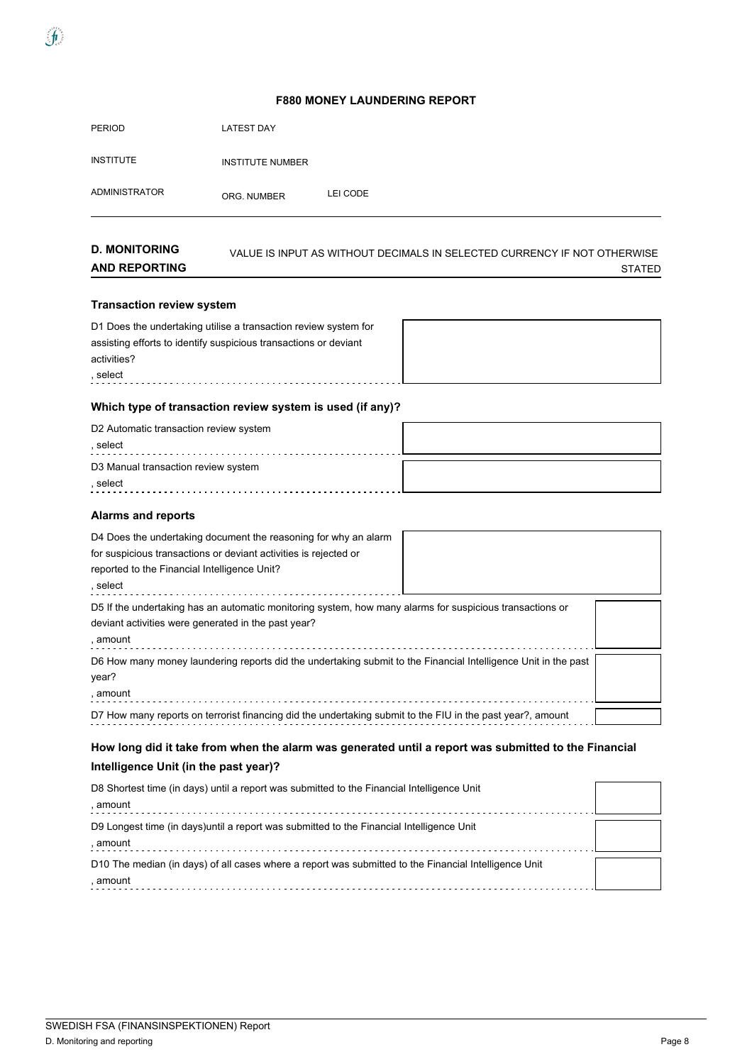**F880 MONEY LAUNDERING REPORT**

| | | |
|---|---|---|
| PERIOD | LATEST DAY | |
| INSTITUTE | INSTITUTE NUMBER | |
| ADMINISTRATOR | ORG. NUMBER | LEI CODE |

## D. MONITORING AND REPORTING

VALUE IS INPUT AS WITHOUT DECIMALS IN SELECTED CURRENCY IF NOT OTHERWISE STATED

### Transaction review system

| | |
|---|---|
| D1 Does the undertaking utilise a transaction review system for assisting efforts to identify suspicious transactions or deviant activities?, select | |

### Which type of transaction review system is used (if any)?

| | |
|---|---|
| D2 Automatic transaction review system, select | |
| D3 Manual transaction review system, select | |

### Alarms and reports

| | |
|---|---|
| D4 Does the undertaking document the reasoning for why an alarm for suspicious transactions or deviant activities is rejected or reported to the Financial Intelligence Unit?, select | |
| D5 If the undertaking has an automatic monitoring system, how many alarms for suspicious transactions or deviant activities were generated in the past year?, amount | |
| D6 How many money laundering reports did the undertaking submit to the Financial Intelligence Unit in the past year?, amount | |
| D7 How many reports on terrorist financing did the undertaking submit to the FIU in the past year?, amount | |

### How long did it take from when the alarm was generated until a report was submitted to the Financial Intelligence Unit (in the past year)?

| | |
|---|---|
| D8 Shortest time (in days) until a report was submitted to the Financial Intelligence Unit, amount | |
| D9 Longest time (in days)until a report was submitted to the Financial Intelligence Unit, amount | |
| D10 The median (in days) of all cases where a report was submitted to the Financial Intelligence Unit, amount | |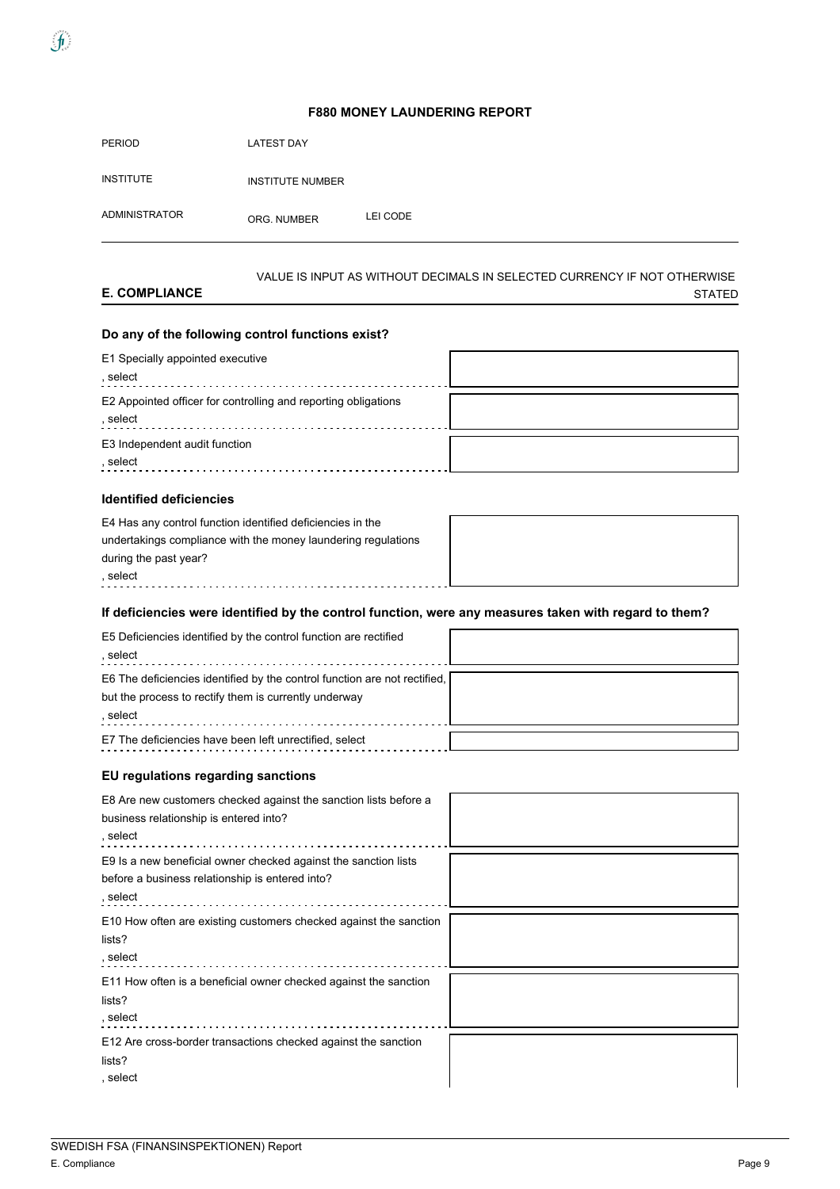# F880 MONEY LAUNDERING REPORT

| | | |
|---|---|---|
| PERIOD | LATEST DAY | |
| INSTITUTE | INSTITUTE NUMBER | |
| ADMINISTRATOR | ORG. NUMBER | LEI CODE |

## E. COMPLIANCE

VALUE IS INPUT AS WITHOUT DECIMALS IN SELECTED CURRENCY IF NOT OTHERWISE STATED

### Do any of the following control functions exist?

| | |
|---|---|
| E1 Specially appointed executive, select | |
| E2 Appointed officer for controlling and reporting obligations, select | |
| E3 Independent audit function, select | |

### Identified deficiencies

| | |
|---|---|
| E4 Has any control function identified deficiencies in the undertakings compliance with the money laundering regulations during the past year?, select | |

### If deficiencies were identified by the control function, were any measures taken with regard to them?

| | |
|---|---|
| E5 Deficiencies identified by the control function are rectified, select | |
| E6 The deficiencies identified by the control function are not rectified, but the process to rectify them is currently underway, select | |
| E7 The deficiencies have been left unrectified, select | |

### EU regulations regarding sanctions

| | |
|---|---|
| E8 Are new customers checked against the sanction lists before a business relationship is entered into?, select | |
| E9 Is a new beneficial owner checked against the sanction lists before a business relationship is entered into?, select | |
| E10 How often are existing customers checked against the sanction lists?, select | |
| E11 How often is a beneficial owner checked against the sanction lists?, select | |
| E12 Are cross-border transactions checked against the sanction lists?, select | |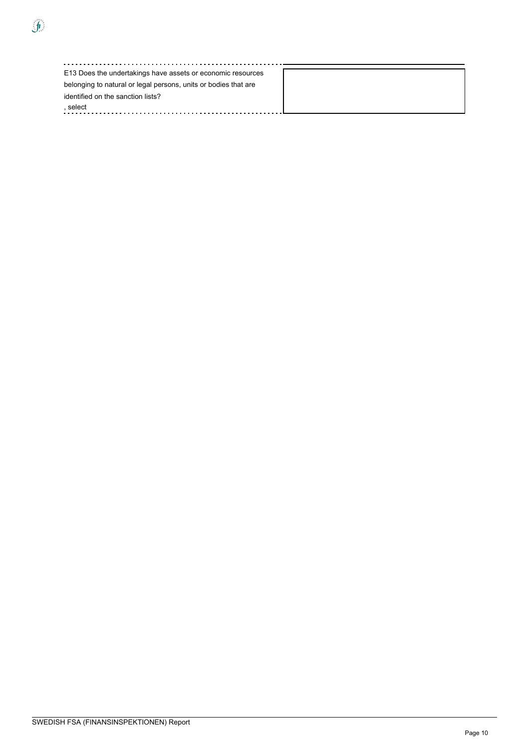| | |
|---|---|
| E13 Does the undertakings have assets or economic resources belonging to natural or legal persons, units or bodies that are identified on the sanction lists?<br>, select | |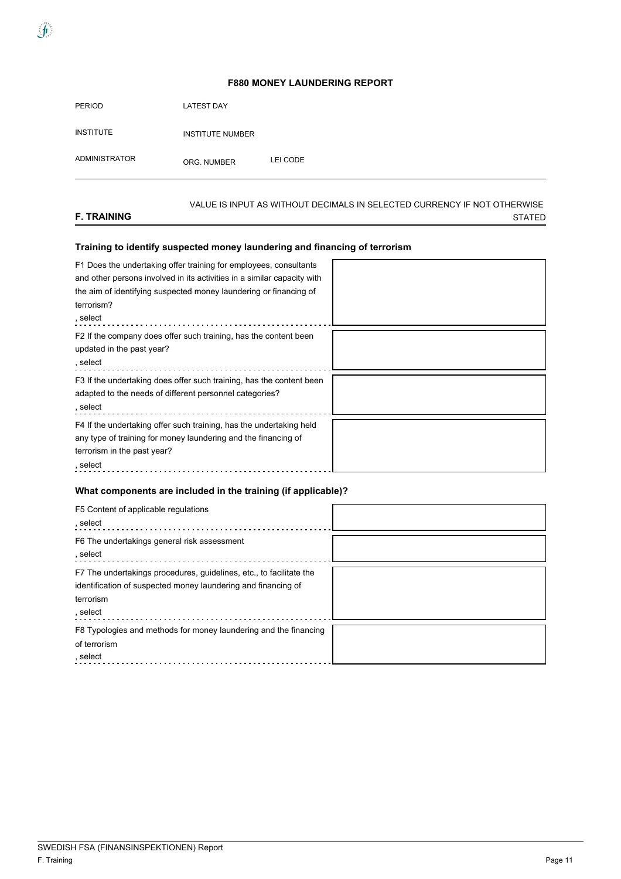## F880 MONEY LAUNDERING REPORT

| | | |
|---|---|---|
| PERIOD | LATEST DAY | |
| INSTITUTE | INSTITUTE NUMBER | |
| ADMINISTRATOR | ORG. NUMBER | LEI CODE |

## F. TRAINING

VALUE IS INPUT AS WITHOUT DECIMALS IN SELECTED CURRENCY IF NOT OTHERWISE STATED

### Training to identify suspected money laundering and financing of terrorism

| | |
|---|---|
| F1 Does the undertaking offer training for employees, consultants and other persons involved in its activities in a similar capacity with the aim of identifying suspected money laundering or financing of terrorism? , select | |
| F2 If the company does offer such training, has the content been updated in the past year? , select | |
| F3 If the undertaking does offer such training, has the content been adapted to the needs of different personnel categories? , select | |
| F4 If the undertaking offer such training, has the undertaking held any type of training for money laundering and the financing of terrorism in the past year? , select | |

### What components are included in the training (if applicable)?

| | |
|---|---|
| F5 Content of applicable regulations , select | |
| F6 The undertakings general risk assessment , select | |
| F7 The undertakings procedures, guidelines, etc., to facilitate the identification of suspected money laundering and financing of terrorism , select | |
| F8 Typologies and methods for money laundering and the financing of terrorism , select | |

SWEDISH FSA (FINANSINSPEKTIONEN) Report

F. Training